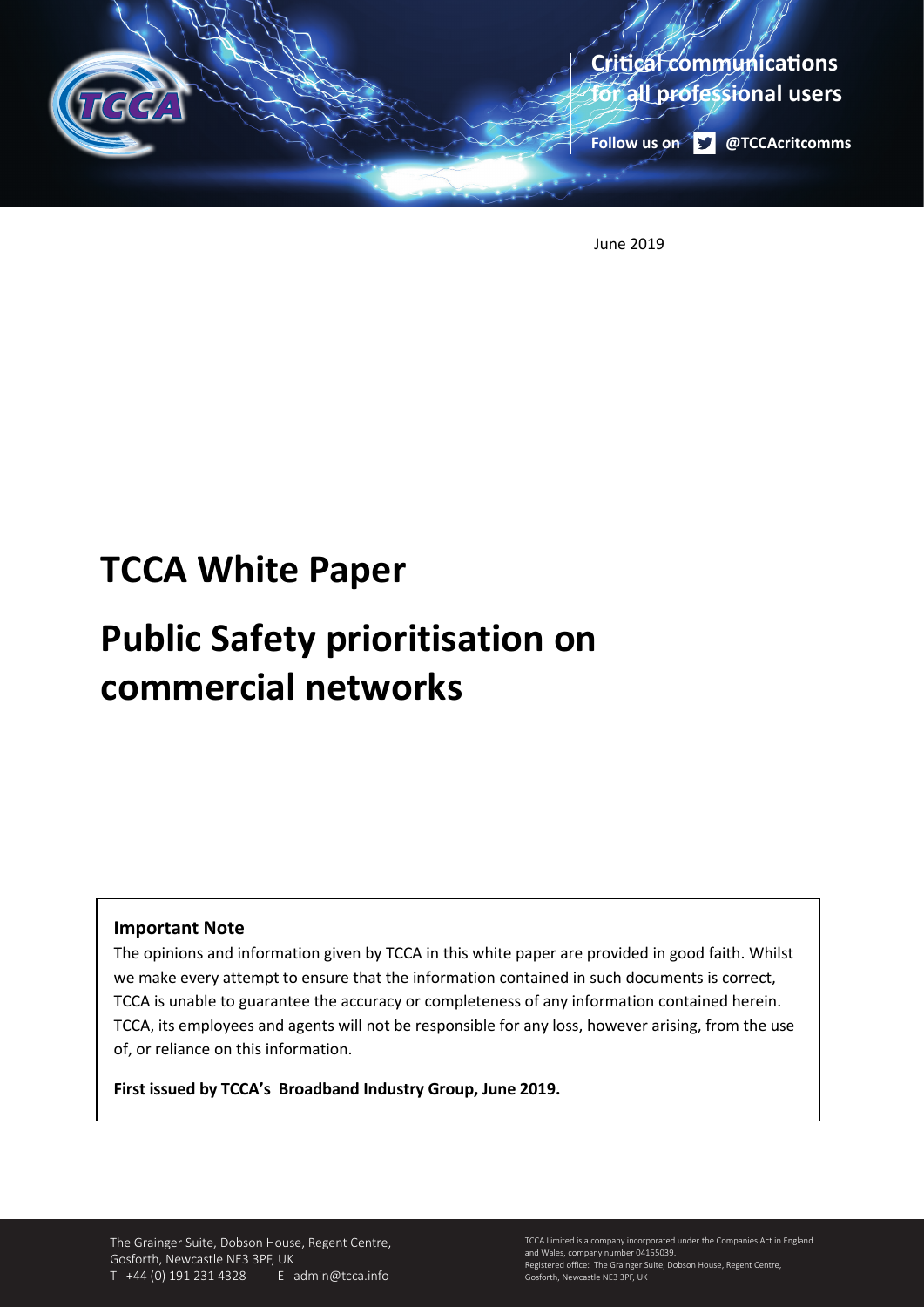**Critical communications for all professional users**

**Follow us on** **@TCCAcritcomms**

June 2019

# TCCA White Paper

# Public Safety prioritisation on commercial networks

**Important Note**

The opinions and information given by TCCA in this white paper are provided in good faith. Whilst we make every attempt to ensure that the information contained in such documents is correct, TCCA is unable to guarantee the accuracy or completeness of any information contained herein. TCCA, its employees and agents will not be responsible for any loss, however arising, from the use of, or reliance on this information.

**First issued by TCCA's Broadband Industry Group, June 2019.**

The Grainger Suite, Dobson House, Regent Centre, Gosforth, Newcastle NE3 3PF, UK
T +44 (0) 191 231 4328 E admin@tcca.info

TCCA Limited is a company incorporated under the Companies Act in England and Wales, company number 04155039.
Registered office: The Grainger Suite, Dobson House, Regent Centre, Gosforth, Newcastle NE3 3PF, UK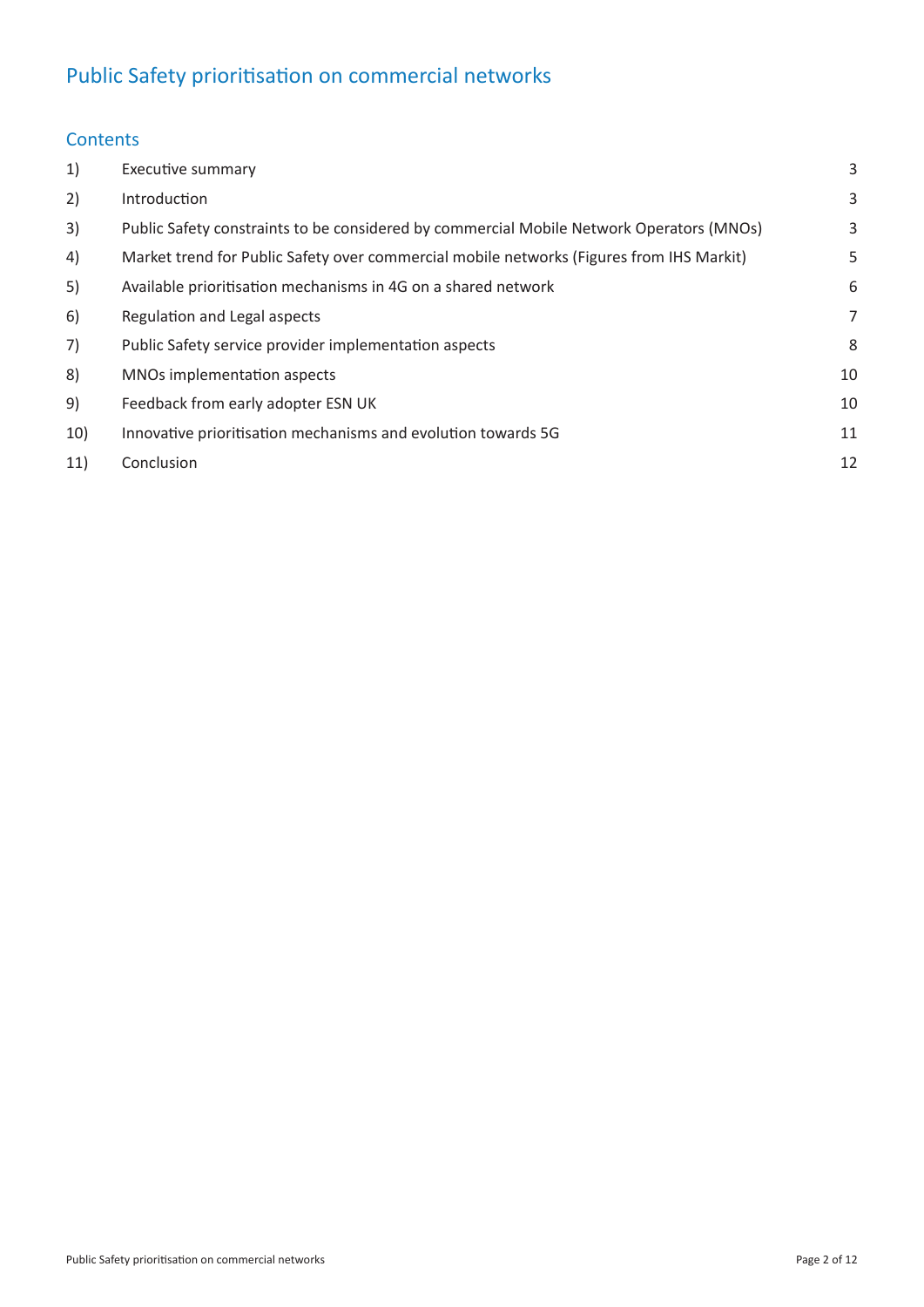# Public Safety prioritisation on commercial networks

## Contents

| | | |
|---|---|---|
| 1) | Executive summary | 3 |
| 2) | Introduction | 3 |
| 3) | Public Safety constraints to be considered by commercial Mobile Network Operators (MNOs) | 3 |
| 4) | Market trend for Public Safety over commercial mobile networks (Figures from IHS Markit) | 5 |
| 5) | Available prioritisation mechanisms in 4G on a shared network | 6 |
| 6) | Regulation and Legal aspects | 7 |
| 7) | Public Safety service provider implementation aspects | 8 |
| 8) | MNOs implementation aspects | 10 |
| 9) | Feedback from early adopter ESN UK | 10 |
| 10) | Innovative prioritisation mechanisms and evolution towards 5G | 11 |
| 11) | Conclusion | 12 |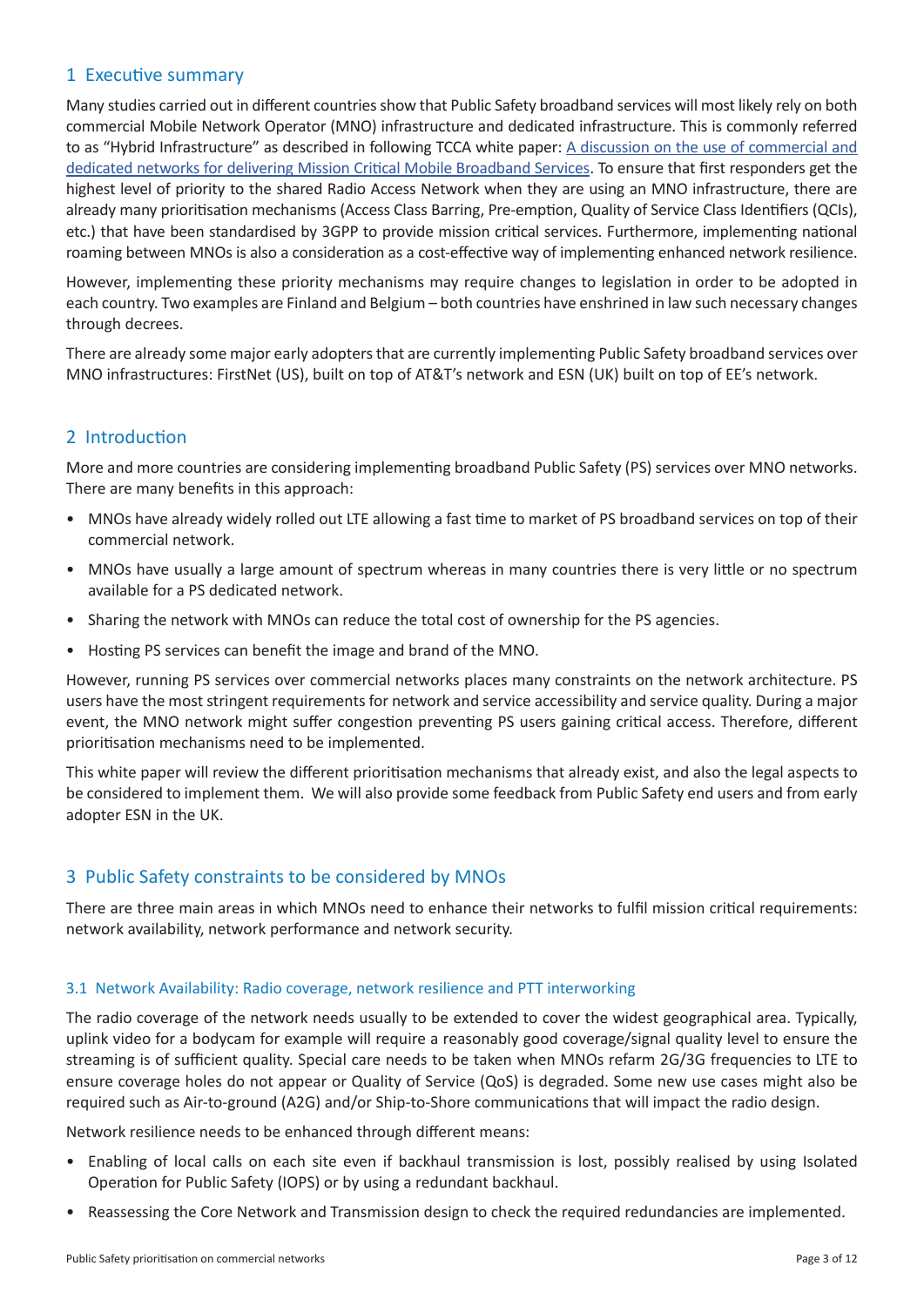## 1 Executive summary

Many studies carried out in different countries show that Public Safety broadband services will most likely rely on both commercial Mobile Network Operator (MNO) infrastructure and dedicated infrastructure. This is commonly referred to as "Hybrid Infrastructure" as described in following TCCA white paper: A discussion on the use of commercial and dedicated networks for delivering Mission Critical Mobile Broadband Services. To ensure that first responders get the highest level of priority to the shared Radio Access Network when they are using an MNO infrastructure, there are already many prioritisation mechanisms (Access Class Barring, Pre-emption, Quality of Service Class Identifiers (QCIs), etc.) that have been standardised by 3GPP to provide mission critical services. Furthermore, implementing national roaming between MNOs is also a consideration as a cost-effective way of implementing enhanced network resilience.

However, implementing these priority mechanisms may require changes to legislation in order to be adopted in each country. Two examples are Finland and Belgium – both countries have enshrined in law such necessary changes through decrees.

There are already some major early adopters that are currently implementing Public Safety broadband services over MNO infrastructures: FirstNet (US), built on top of AT&T's network and ESN (UK) built on top of EE's network.

## 2 Introduction

More and more countries are considering implementing broadband Public Safety (PS) services over MNO networks. There are many benefits in this approach:

- MNOs have already widely rolled out LTE allowing a fast time to market of PS broadband services on top of their commercial network.
- MNOs have usually a large amount of spectrum whereas in many countries there is very little or no spectrum available for a PS dedicated network.
- Sharing the network with MNOs can reduce the total cost of ownership for the PS agencies.
- Hosting PS services can benefit the image and brand of the MNO.

However, running PS services over commercial networks places many constraints on the network architecture. PS users have the most stringent requirements for network and service accessibility and service quality. During a major event, the MNO network might suffer congestion preventing PS users gaining critical access. Therefore, different prioritisation mechanisms need to be implemented.

This white paper will review the different prioritisation mechanisms that already exist, and also the legal aspects to be considered to implement them. We will also provide some feedback from Public Safety end users and from early adopter ESN in the UK.

## 3 Public Safety constraints to be considered by MNOs

There are three main areas in which MNOs need to enhance their networks to fulfil mission critical requirements: network availability, network performance and network security.

### 3.1 Network Availability: Radio coverage, network resilience and PTT interworking

The radio coverage of the network needs usually to be extended to cover the widest geographical area. Typically, uplink video for a bodycam for example will require a reasonably good coverage/signal quality level to ensure the streaming is of sufficient quality. Special care needs to be taken when MNOs refarm 2G/3G frequencies to LTE to ensure coverage holes do not appear or Quality of Service (QoS) is degraded. Some new use cases might also be required such as Air-to-ground (A2G) and/or Ship-to-Shore communications that will impact the radio design.

Network resilience needs to be enhanced through different means:

- Enabling of local calls on each site even if backhaul transmission is lost, possibly realised by using Isolated Operation for Public Safety (IOPS) or by using a redundant backhaul.
- Reassessing the Core Network and Transmission design to check the required redundancies are implemented.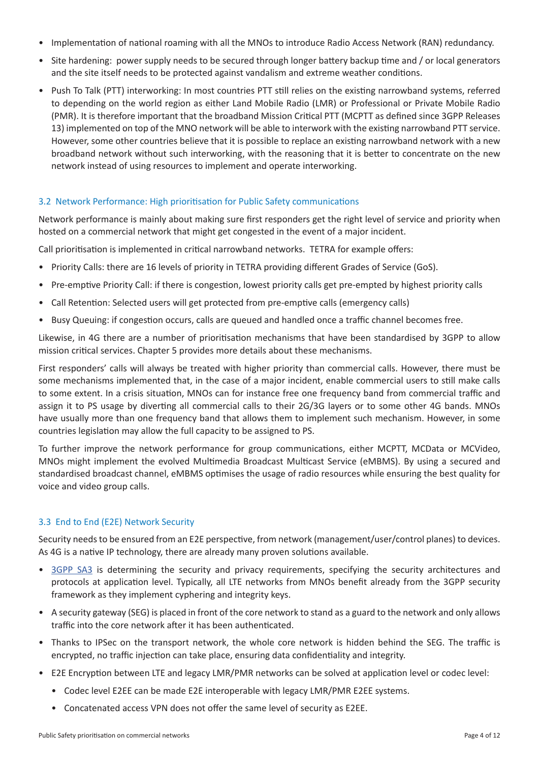- Implementation of national roaming with all the MNOs to introduce Radio Access Network (RAN) redundancy.
- Site hardening: power supply needs to be secured through longer battery backup time and / or local generators and the site itself needs to be protected against vandalism and extreme weather conditions.
- Push To Talk (PTT) interworking: In most countries PTT still relies on the existing narrowband systems, referred to depending on the world region as either Land Mobile Radio (LMR) or Professional or Private Mobile Radio (PMR). It is therefore important that the broadband Mission Critical PTT (MCPTT as defined since 3GPP Releases 13) implemented on top of the MNO network will be able to interwork with the existing narrowband PTT service. However, some other countries believe that it is possible to replace an existing narrowband network with a new broadband network without such interworking, with the reasoning that it is better to concentrate on the new network instead of using resources to implement and operate interworking.

### 3.2 Network Performance: High prioritisation for Public Safety communications

Network performance is mainly about making sure first responders get the right level of service and priority when hosted on a commercial network that might get congested in the event of a major incident.

Call prioritisation is implemented in critical narrowband networks. TETRA for example offers:

- Priority Calls: there are 16 levels of priority in TETRA providing different Grades of Service (GoS).
- Pre-emptive Priority Call: if there is congestion, lowest priority calls get pre-empted by highest priority calls
- Call Retention: Selected users will get protected from pre-emptive calls (emergency calls)
- Busy Queuing: if congestion occurs, calls are queued and handled once a traffic channel becomes free.

Likewise, in 4G there are a number of prioritisation mechanisms that have been standardised by 3GPP to allow mission critical services. Chapter 5 provides more details about these mechanisms.

First responders' calls will always be treated with higher priority than commercial calls. However, there must be some mechanisms implemented that, in the case of a major incident, enable commercial users to still make calls to some extent. In a crisis situation, MNOs can for instance free one frequency band from commercial traffic and assign it to PS usage by diverting all commercial calls to their 2G/3G layers or to some other 4G bands. MNOs have usually more than one frequency band that allows them to implement such mechanism. However, in some countries legislation may allow the full capacity to be assigned to PS.

To further improve the network performance for group communications, either MCPTT, MCData or MCVideo, MNOs might implement the evolved Multimedia Broadcast Multicast Service (eMBMS). By using a secured and standardised broadcast channel, eMBMS optimises the usage of radio resources while ensuring the best quality for voice and video group calls.

### 3.3 End to End (E2E) Network Security

Security needs to be ensured from an E2E perspective, from network (management/user/control planes) to devices. As 4G is a native IP technology, there are already many proven solutions available.

- 3GPP SA3 is determining the security and privacy requirements, specifying the security architectures and protocols at application level. Typically, all LTE networks from MNOs benefit already from the 3GPP security framework as they implement cyphering and integrity keys.
- A security gateway (SEG) is placed in front of the core network to stand as a guard to the network and only allows traffic into the core network after it has been authenticated.
- Thanks to IPSec on the transport network, the whole core network is hidden behind the SEG. The traffic is encrypted, no traffic injection can take place, ensuring data confidentiality and integrity.
- E2E Encryption between LTE and legacy LMR/PMR networks can be solved at application level or codec level:
  - Codec level E2EE can be made E2E interoperable with legacy LMR/PMR E2EE systems.
  - Concatenated access VPN does not offer the same level of security as E2EE.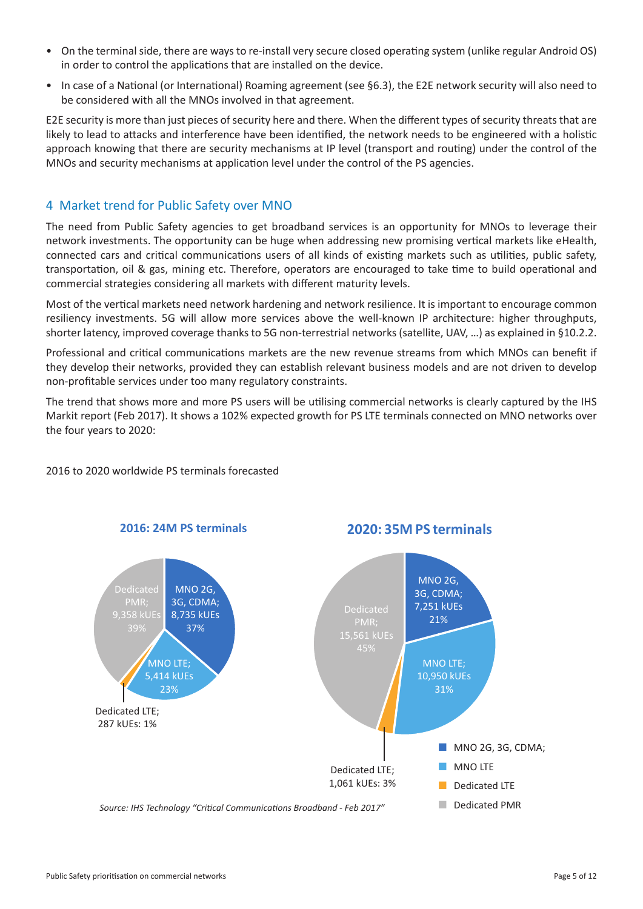- On the terminal side, there are ways to re-install very secure closed operating system (unlike regular Android OS) in order to control the applications that are installed on the device.
- In case of a National (or International) Roaming agreement (see §6.3), the E2E network security will also need to be considered with all the MNOs involved in that agreement.

E2E security is more than just pieces of security here and there. When the different types of security threats that are likely to lead to attacks and interference have been identified, the network needs to be engineered with a holistic approach knowing that there are security mechanisms at IP level (transport and routing) under the control of the MNOs and security mechanisms at application level under the control of the PS agencies.

## 4 Market trend for Public Safety over MNO

The need from Public Safety agencies to get broadband services is an opportunity for MNOs to leverage their network investments. The opportunity can be huge when addressing new promising vertical markets like eHealth, connected cars and critical communications users of all kinds of existing markets such as utilities, public safety, transportation, oil & gas, mining etc. Therefore, operators are encouraged to take time to build operational and commercial strategies considering all markets with different maturity levels.

Most of the vertical markets need network hardening and network resilience. It is important to encourage common resiliency investments. 5G will allow more services above the well-known IP architecture: higher throughputs, shorter latency, improved coverage thanks to 5G non-terrestrial networks (satellite, UAV, …) as explained in §10.2.2.

Professional and critical communications markets are the new revenue streams from which MNOs can benefit if they develop their networks, provided they can establish relevant business models and are not driven to develop non-profitable services under too many regulatory constraints.

The trend that shows more and more PS users will be utilising commercial networks is clearly captured by the IHS Markit report (Feb 2017). It shows a 102% expected growth for PS LTE terminals connected on MNO networks over the four years to 2020:

2016 to 2020 worldwide PS terminals forecasted

**2016: 24M PS terminals**

- MNO 2G, 3G, CDMA; 8,735 kUEs 37%
- MNO LTE; 5,414 kUEs 23%
- Dedicated LTE; 287 kUEs: 1%
- Dedicated PMR; 9,358 kUEs 39%

**2020: 35M PS terminals**

- MNO 2G, 3G, CDMA; 7,251 kUEs 21%
- MNO LTE; 10,950 kUEs 31%
- Dedicated LTE; 1,061 kUEs: 3%
- Dedicated PMR; 15,561 kUEs 45%

*Source: IHS Technology "Critical Communications Broadband - Feb 2017"*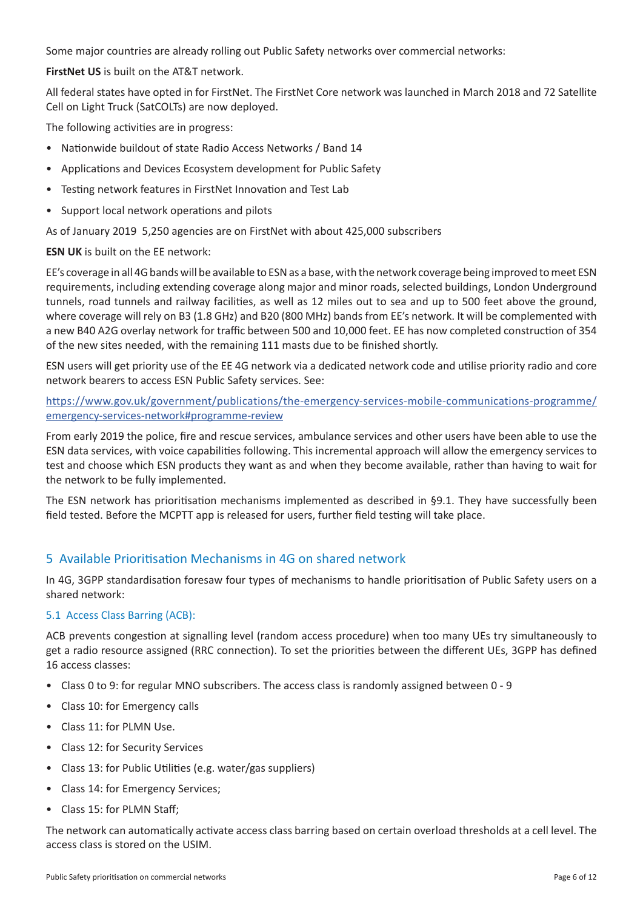Some major countries are already rolling out Public Safety networks over commercial networks:

**FirstNet US** is built on the AT&T network.

All federal states have opted in for FirstNet. The FirstNet Core network was launched in March 2018 and 72 Satellite Cell on Light Truck (SatCOLTs) are now deployed.

The following activities are in progress:

- Nationwide buildout of state Radio Access Networks / Band 14
- Applications and Devices Ecosystem development for Public Safety
- Testing network features in FirstNet Innovation and Test Lab
- Support local network operations and pilots

As of January 2019 5,250 agencies are on FirstNet with about 425,000 subscribers

**ESN UK** is built on the EE network:

EE's coverage in all 4G bands will be available to ESN as a base, with the network coverage being improved to meet ESN requirements, including extending coverage along major and minor roads, selected buildings, London Underground tunnels, road tunnels and railway facilities, as well as 12 miles out to sea and up to 500 feet above the ground, where coverage will rely on B3 (1.8 GHz) and B20 (800 MHz) bands from EE's network. It will be complemented with a new B40 A2G overlay network for traffic between 500 and 10,000 feet. EE has now completed construction of 354 of the new sites needed, with the remaining 111 masts due to be finished shortly.

ESN users will get priority use of the EE 4G network via a dedicated network code and utilise priority radio and core network bearers to access ESN Public Safety services. See:

[https://www.gov.uk/government/publications/the-emergency-services-mobile-communications-programme/emergency-services-network#programme-review](https://www.gov.uk/government/publications/the-emergency-services-mobile-communications-programme/emergency-services-network#programme-review)

From early 2019 the police, fire and rescue services, ambulance services and other users have been able to use the ESN data services, with voice capabilities following. This incremental approach will allow the emergency services to test and choose which ESN products they want as and when they become available, rather than having to wait for the network to be fully implemented.

The ESN network has prioritisation mechanisms implemented as described in §9.1. They have successfully been field tested. Before the MCPTT app is released for users, further field testing will take place.

## 5 Available Prioritisation Mechanisms in 4G on shared network

In 4G, 3GPP standardisation foresaw four types of mechanisms to handle prioritisation of Public Safety users on a shared network:

### 5.1 Access Class Barring (ACB):

ACB prevents congestion at signalling level (random access procedure) when too many UEs try simultaneously to get a radio resource assigned (RRC connection). To set the priorities between the different UEs, 3GPP has defined 16 access classes:

- Class 0 to 9: for regular MNO subscribers. The access class is randomly assigned between 0 - 9
- Class 10: for Emergency calls
- Class 11: for PLMN Use.
- Class 12: for Security Services
- Class 13: for Public Utilities (e.g. water/gas suppliers)
- Class 14: for Emergency Services;
- Class 15: for PLMN Staff;

The network can automatically activate access class barring based on certain overload thresholds at a cell level. The access class is stored on the USIM.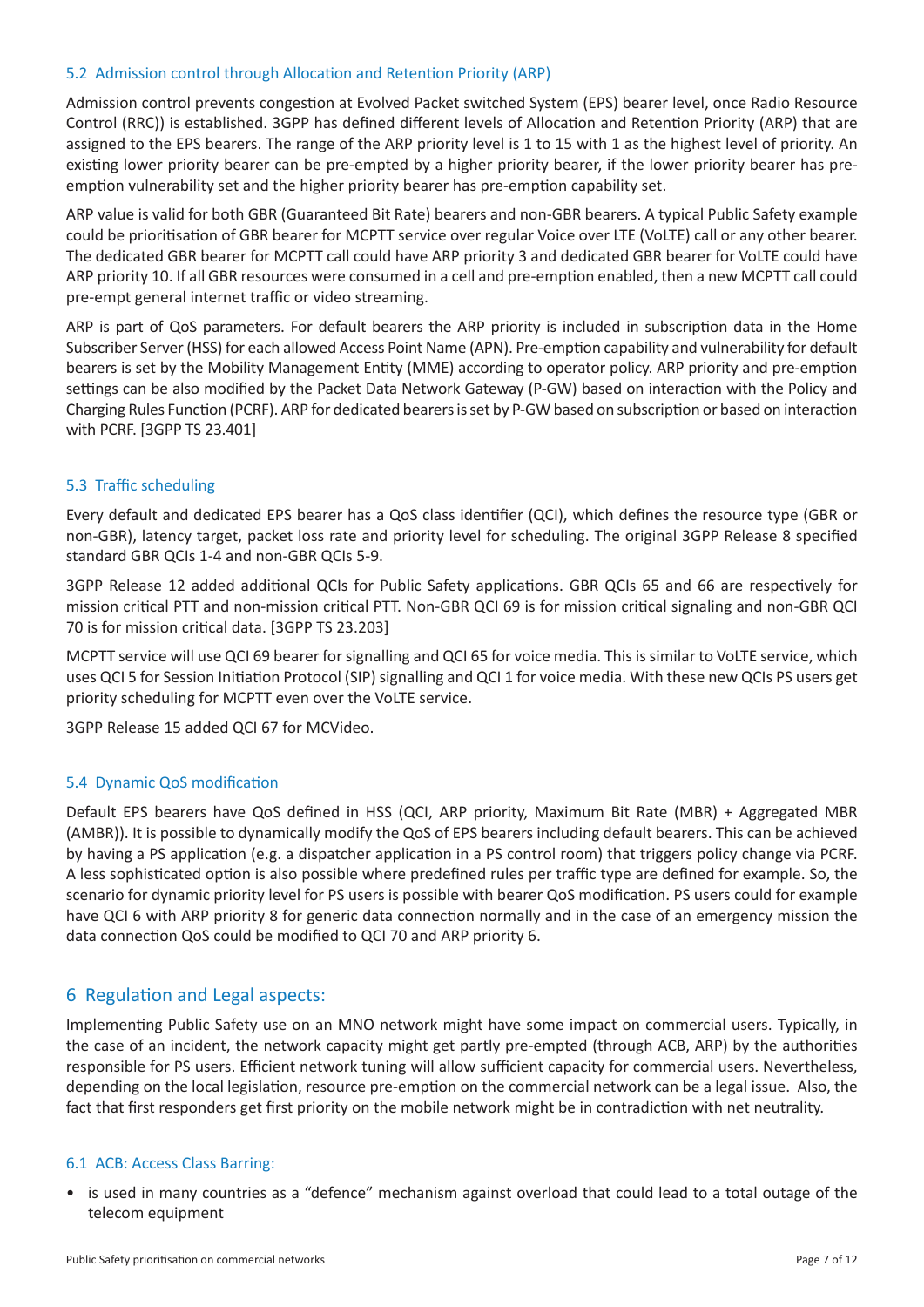### 5.2 Admission control through Allocation and Retention Priority (ARP)

Admission control prevents congestion at Evolved Packet switched System (EPS) bearer level, once Radio Resource Control (RRC)) is established. 3GPP has defined different levels of Allocation and Retention Priority (ARP) that are assigned to the EPS bearers. The range of the ARP priority level is 1 to 15 with 1 as the highest level of priority. An existing lower priority bearer can be pre-empted by a higher priority bearer, if the lower priority bearer has pre-emption vulnerability set and the higher priority bearer has pre-emption capability set.

ARP value is valid for both GBR (Guaranteed Bit Rate) bearers and non-GBR bearers. A typical Public Safety example could be prioritisation of GBR bearer for MCPTT service over regular Voice over LTE (VoLTE) call or any other bearer. The dedicated GBR bearer for MCPTT call could have ARP priority 3 and dedicated GBR bearer for VoLTE could have ARP priority 10. If all GBR resources were consumed in a cell and pre-emption enabled, then a new MCPTT call could pre-empt general internet traffic or video streaming.

ARP is part of QoS parameters. For default bearers the ARP priority is included in subscription data in the Home Subscriber Server (HSS) for each allowed Access Point Name (APN). Pre-emption capability and vulnerability for default bearers is set by the Mobility Management Entity (MME) according to operator policy. ARP priority and pre-emption settings can be also modified by the Packet Data Network Gateway (P-GW) based on interaction with the Policy and Charging Rules Function (PCRF). ARP for dedicated bearers is set by P-GW based on subscription or based on interaction with PCRF. [3GPP TS 23.401]

### 5.3 Traffic scheduling

Every default and dedicated EPS bearer has a QoS class identifier (QCI), which defines the resource type (GBR or non-GBR), latency target, packet loss rate and priority level for scheduling. The original 3GPP Release 8 specified standard GBR QCIs 1-4 and non-GBR QCIs 5-9.

3GPP Release 12 added additional QCIs for Public Safety applications. GBR QCIs 65 and 66 are respectively for mission critical PTT and non-mission critical PTT. Non-GBR QCI 69 is for mission critical signaling and non-GBR QCI 70 is for mission critical data. [3GPP TS 23.203]

MCPTT service will use QCI 69 bearer for signalling and QCI 65 for voice media. This is similar to VoLTE service, which uses QCI 5 for Session Initiation Protocol (SIP) signalling and QCI 1 for voice media. With these new QCIs PS users get priority scheduling for MCPTT even over the VoLTE service.

3GPP Release 15 added QCI 67 for MCVideo.

### 5.4 Dynamic QoS modification

Default EPS bearers have QoS defined in HSS (QCI, ARP priority, Maximum Bit Rate (MBR) + Aggregated MBR (AMBR)). It is possible to dynamically modify the QoS of EPS bearers including default bearers. This can be achieved by having a PS application (e.g. a dispatcher application in a PS control room) that triggers policy change via PCRF. A less sophisticated option is also possible where predefined rules per traffic type are defined for example. So, the scenario for dynamic priority level for PS users is possible with bearer QoS modification. PS users could for example have QCI 6 with ARP priority 8 for generic data connection normally and in the case of an emergency mission the data connection QoS could be modified to QCI 70 and ARP priority 6.

## 6 Regulation and Legal aspects:

Implementing Public Safety use on an MNO network might have some impact on commercial users. Typically, in the case of an incident, the network capacity might get partly pre-empted (through ACB, ARP) by the authorities responsible for PS users. Efficient network tuning will allow sufficient capacity for commercial users. Nevertheless, depending on the local legislation, resource pre-emption on the commercial network can be a legal issue. Also, the fact that first responders get first priority on the mobile network might be in contradiction with net neutrality.

### 6.1 ACB: Access Class Barring:

- is used in many countries as a "defence" mechanism against overload that could lead to a total outage of the telecom equipment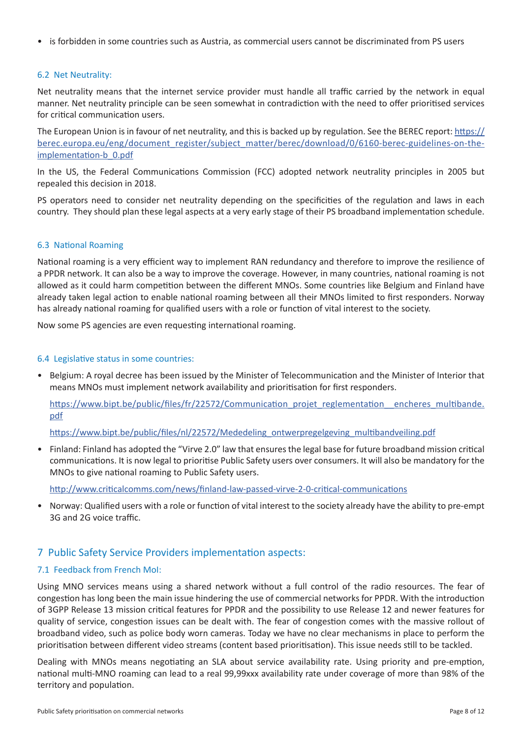- is forbidden in some countries such as Austria, as commercial users cannot be discriminated from PS users

### 6.2 Net Neutrality:

Net neutrality means that the internet service provider must handle all traffic carried by the network in equal manner. Net neutrality principle can be seen somewhat in contradiction with the need to offer prioritised services for critical communication users.

The European Union is in favour of net neutrality, and this is backed up by regulation. See the BEREC report: https://berec.europa.eu/eng/document_register/subject_matter/berec/download/0/6160-berec-guidelines-on-the-implementation-b_0.pdf

In the US, the Federal Communications Commission (FCC) adopted network neutrality principles in 2005 but repealed this decision in 2018.

PS operators need to consider net neutrality depending on the specificities of the regulation and laws in each country. They should plan these legal aspects at a very early stage of their PS broadband implementation schedule.

### 6.3 National Roaming

National roaming is a very efficient way to implement RAN redundancy and therefore to improve the resilience of a PPDR network. It can also be a way to improve the coverage. However, in many countries, national roaming is not allowed as it could harm competition between the different MNOs. Some countries like Belgium and Finland have already taken legal action to enable national roaming between all their MNOs limited to first responders. Norway has already national roaming for qualified users with a role or function of vital interest to the society.

Now some PS agencies are even requesting international roaming.

### 6.4 Legislative status in some countries:

- Belgium: A royal decree has been issued by the Minister of Telecommunication and the Minister of Interior that means MNOs must implement network availability and prioritisation for first responders.

  https://www.bipt.be/public/files/fr/22572/Communication_projet_reglementation__encheres_multibande.pdf

  https://www.bipt.be/public/files/nl/22572/Mededeling_ontwerpregelgeving_multibandveiling.pdf

- Finland: Finland has adopted the "Virve 2.0" law that ensures the legal base for future broadband mission critical communications. It is now legal to prioritise Public Safety users over consumers. It will also be mandatory for the MNOs to give national roaming to Public Safety users.

  http://www.criticalcomms.com/news/finland-law-passed-virve-2-0-critical-communications

- Norway: Qualified users with a role or function of vital interest to the society already have the ability to pre-empt 3G and 2G voice traffic.

## 7 Public Safety Service Providers implementation aspects:

### 7.1 Feedback from French MoI:

Using MNO services means using a shared network without a full control of the radio resources. The fear of congestion has long been the main issue hindering the use of commercial networks for PPDR. With the introduction of 3GPP Release 13 mission critical features for PPDR and the possibility to use Release 12 and newer features for quality of service, congestion issues can be dealt with. The fear of congestion comes with the massive rollout of broadband video, such as police body worn cameras. Today we have no clear mechanisms in place to perform the prioritisation between different video streams (content based prioritisation). This issue needs still to be tackled.

Dealing with MNOs means negotiating an SLA about service availability rate. Using priority and pre-emption, national multi-MNO roaming can lead to a real 99,99xxx availability rate under coverage of more than 98% of the territory and population.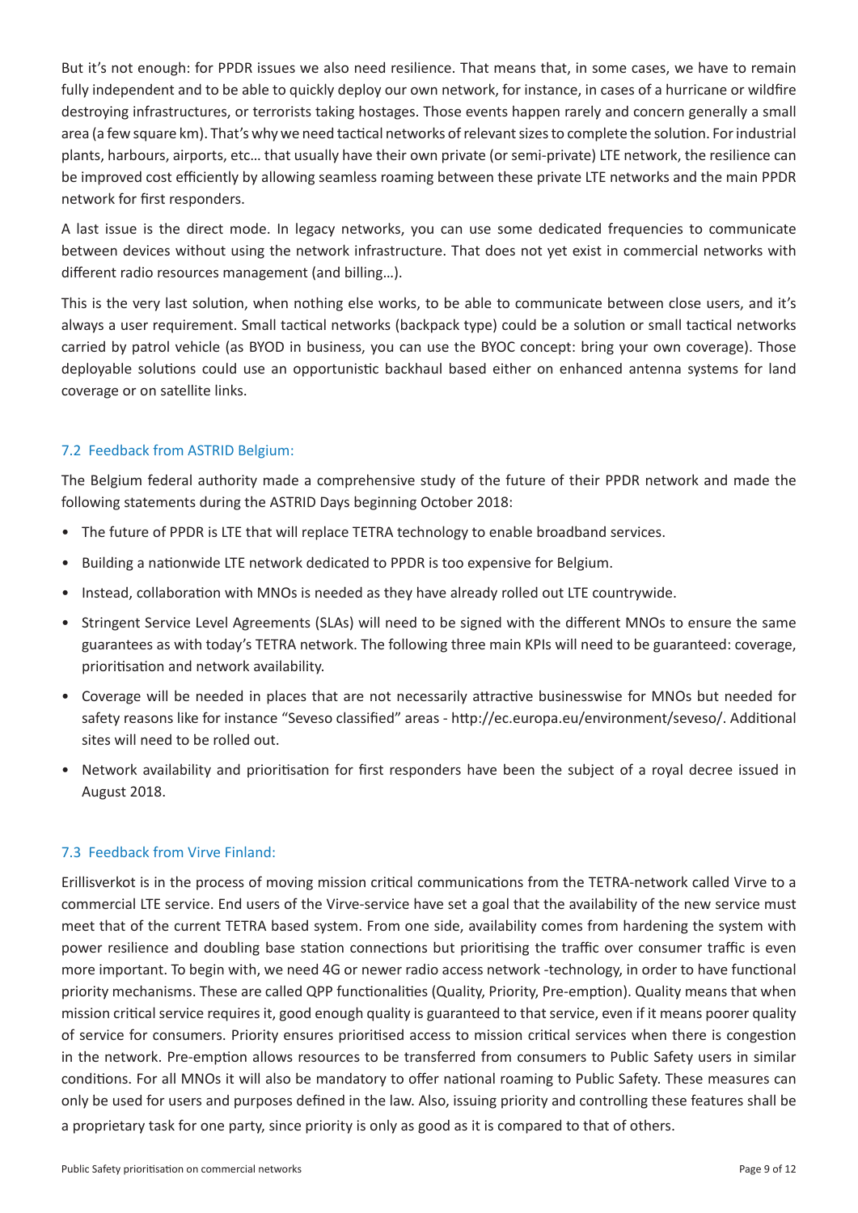But it's not enough: for PPDR issues we also need resilience. That means that, in some cases, we have to remain fully independent and to be able to quickly deploy our own network, for instance, in cases of a hurricane or wildfire destroying infrastructures, or terrorists taking hostages. Those events happen rarely and concern generally a small area (a few square km). That's why we need tactical networks of relevant sizes to complete the solution. For industrial plants, harbours, airports, etc… that usually have their own private (or semi-private) LTE network, the resilience can be improved cost efficiently by allowing seamless roaming between these private LTE networks and the main PPDR network for first responders.

A last issue is the direct mode. In legacy networks, you can use some dedicated frequencies to communicate between devices without using the network infrastructure. That does not yet exist in commercial networks with different radio resources management (and billing…).

This is the very last solution, when nothing else works, to be able to communicate between close users, and it's always a user requirement. Small tactical networks (backpack type) could be a solution or small tactical networks carried by patrol vehicle (as BYOD in business, you can use the BYOC concept: bring your own coverage). Those deployable solutions could use an opportunistic backhaul based either on enhanced antenna systems for land coverage or on satellite links.

### 7.2 Feedback from ASTRID Belgium:

The Belgium federal authority made a comprehensive study of the future of their PPDR network and made the following statements during the ASTRID Days beginning October 2018:

- The future of PPDR is LTE that will replace TETRA technology to enable broadband services.
- Building a nationwide LTE network dedicated to PPDR is too expensive for Belgium.
- Instead, collaboration with MNOs is needed as they have already rolled out LTE countrywide.
- Stringent Service Level Agreements (SLAs) will need to be signed with the different MNOs to ensure the same guarantees as with today's TETRA network. The following three main KPIs will need to be guaranteed: coverage, prioritisation and network availability.
- Coverage will be needed in places that are not necessarily attractive businesswise for MNOs but needed for safety reasons like for instance "Seveso classified" areas - http://ec.europa.eu/environment/seveso/. Additional sites will need to be rolled out.
- Network availability and prioritisation for first responders have been the subject of a royal decree issued in August 2018.

### 7.3 Feedback from Virve Finland:

Erillisverkot is in the process of moving mission critical communications from the TETRA-network called Virve to a commercial LTE service. End users of the Virve-service have set a goal that the availability of the new service must meet that of the current TETRA based system. From one side, availability comes from hardening the system with power resilience and doubling base station connections but prioritising the traffic over consumer traffic is even more important. To begin with, we need 4G or newer radio access network -technology, in order to have functional priority mechanisms. These are called QPP functionalities (Quality, Priority, Pre-emption). Quality means that when mission critical service requires it, good enough quality is guaranteed to that service, even if it means poorer quality of service for consumers. Priority ensures prioritised access to mission critical services when there is congestion in the network. Pre-emption allows resources to be transferred from consumers to Public Safety users in similar conditions. For all MNOs it will also be mandatory to offer national roaming to Public Safety. These measures can only be used for users and purposes defined in the law. Also, issuing priority and controlling these features shall be a proprietary task for one party, since priority is only as good as it is compared to that of others.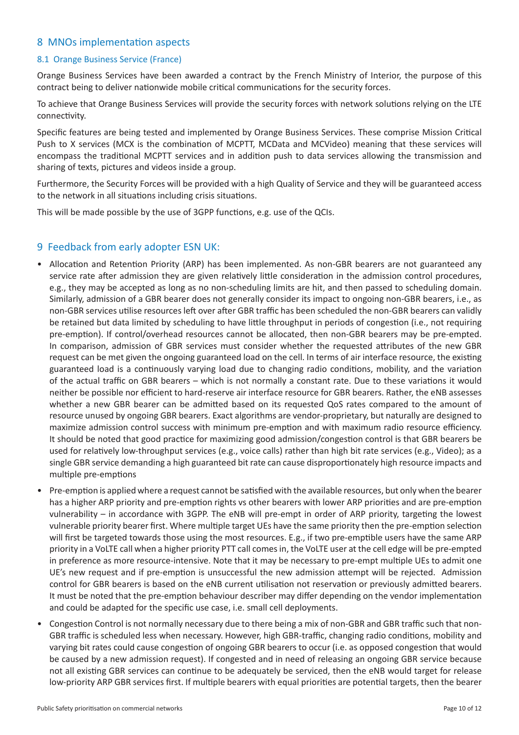## 8 MNOs implementation aspects

### 8.1 Orange Business Service (France)

Orange Business Services have been awarded a contract by the French Ministry of Interior, the purpose of this contract being to deliver nationwide mobile critical communications for the security forces.

To achieve that Orange Business Services will provide the security forces with network solutions relying on the LTE connectivity.

Specific features are being tested and implemented by Orange Business Services. These comprise Mission Critical Push to X services (MCX is the combination of MCPTT, MCData and MCVideo) meaning that these services will encompass the traditional MCPTT services and in addition push to data services allowing the transmission and sharing of texts, pictures and videos inside a group.

Furthermore, the Security Forces will be provided with a high Quality of Service and they will be guaranteed access to the network in all situations including crisis situations.

This will be made possible by the use of 3GPP functions, e.g. use of the QCIs.

## 9 Feedback from early adopter ESN UK:

- Allocation and Retention Priority (ARP) has been implemented. As non-GBR bearers are not guaranteed any service rate after admission they are given relatively little consideration in the admission control procedures, e.g., they may be accepted as long as no non-scheduling limits are hit, and then passed to scheduling domain. Similarly, admission of a GBR bearer does not generally consider its impact to ongoing non-GBR bearers, i.e., as non-GBR services utilise resources left over after GBR traffic has been scheduled the non-GBR bearers can validly be retained but data limited by scheduling to have little throughput in periods of congestion (i.e., not requiring pre-emption). If control/overhead resources cannot be allocated, then non-GBR bearers may be pre-empted. In comparison, admission of GBR services must consider whether the requested attributes of the new GBR request can be met given the ongoing guaranteed load on the cell. In terms of air interface resource, the existing guaranteed load is a continuously varying load due to changing radio conditions, mobility, and the variation of the actual traffic on GBR bearers – which is not normally a constant rate. Due to these variations it would neither be possible nor efficient to hard-reserve air interface resource for GBR bearers. Rather, the eNB assesses whether a new GBR bearer can be admitted based on its requested QoS rates compared to the amount of resource unused by ongoing GBR bearers. Exact algorithms are vendor-proprietary, but naturally are designed to maximize admission control success with minimum pre-emption and with maximum radio resource efficiency. It should be noted that good practice for maximizing good admission/congestion control is that GBR bearers be used for relatively low-throughput services (e.g., voice calls) rather than high bit rate services (e.g., Video); as a single GBR service demanding a high guaranteed bit rate can cause disproportionately high resource impacts and multiple pre-emptions
- Pre-emption is applied where a request cannot be satisfied with the available resources, but only when the bearer has a higher ARP priority and pre-emption rights vs other bearers with lower ARP priorities and are pre-emption vulnerability – in accordance with 3GPP. The eNB will pre-empt in order of ARP priority, targeting the lowest vulnerable priority bearer first. Where multiple target UEs have the same priority then the pre-emption selection will first be targeted towards those using the most resources. E.g., if two pre-emptible users have the same ARP priority in a VoLTE call when a higher priority PTT call comes in, the VoLTE user at the cell edge will be pre-empted in preference as more resource-intensive. Note that it may be necessary to pre-empt multiple UEs to admit one UE's new request and if pre-emption is unsuccessful the new admission attempt will be rejected. Admission control for GBR bearers is based on the eNB current utilisation not reservation or previously admitted bearers. It must be noted that the pre-emption behaviour describer may differ depending on the vendor implementation and could be adapted for the specific use case, i.e. small cell deployments.
- Congestion Control is not normally necessary due to there being a mix of non-GBR and GBR traffic such that non-GBR traffic is scheduled less when necessary. However, high GBR-traffic, changing radio conditions, mobility and varying bit rates could cause congestion of ongoing GBR bearers to occur (i.e. as opposed congestion that would be caused by a new admission request). If congested and in need of releasing an ongoing GBR service because not all existing GBR services can continue to be adequately be serviced, then the eNB would target for release low-priority ARP GBR services first. If multiple bearers with equal priorities are potential targets, then the bearer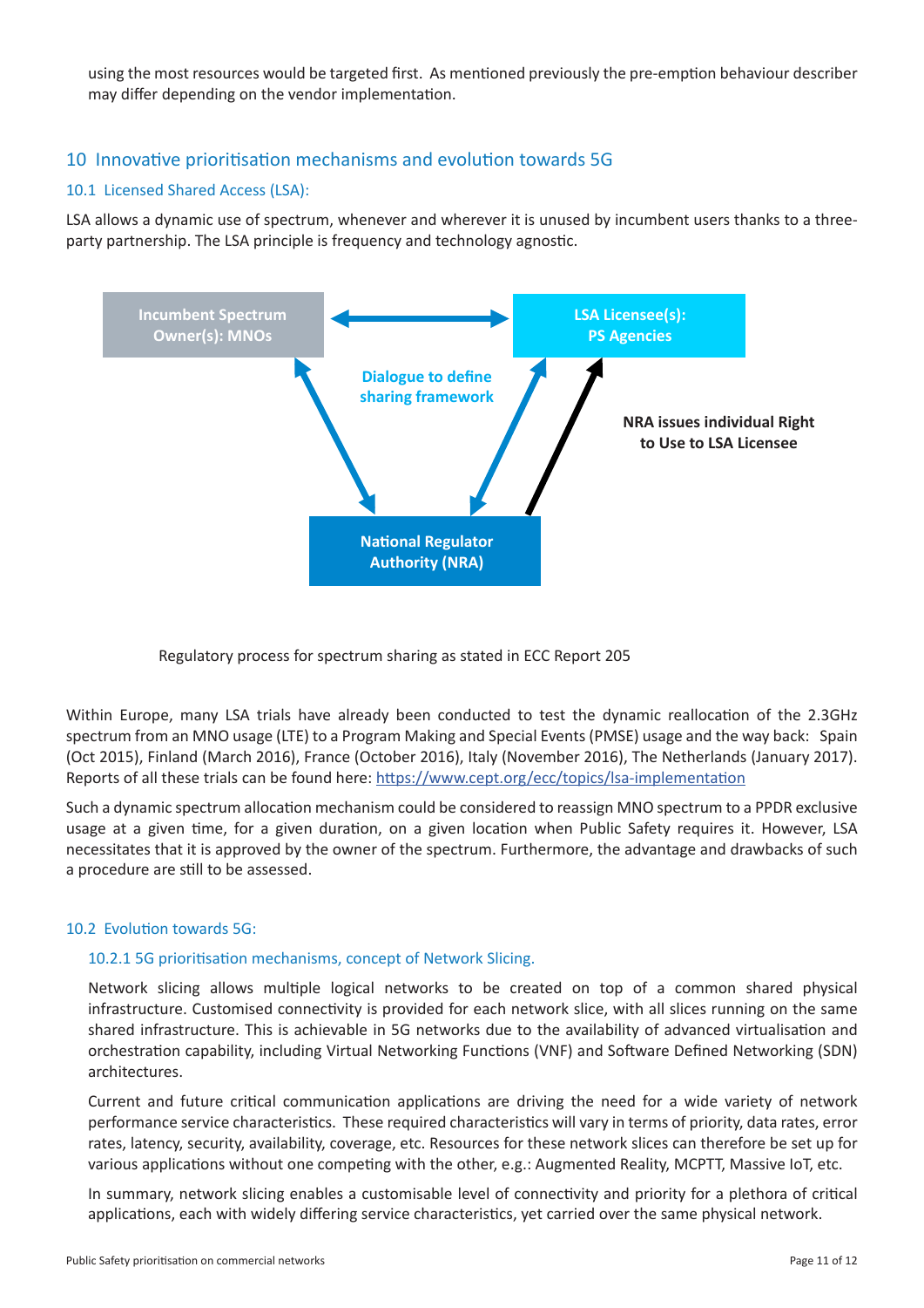using the most resources would be targeted first. As mentioned previously the pre-emption behaviour describer may differ depending on the vendor implementation.

## 10 Innovative prioritisation mechanisms and evolution towards 5G

### 10.1 Licensed Shared Access (LSA):

LSA allows a dynamic use of spectrum, whenever and wherever it is unused by incumbent users thanks to a three-party partnership. The LSA principle is frequency and technology agnostic.

Incumbent Spectrum Owner(s): MNOs

LSA Licensee(s): PS Agencies

Dialogue to define sharing framework

NRA issues individual Right to Use to LSA Licensee

National Regulator Authority (NRA)

Regulatory process for spectrum sharing as stated in ECC Report 205

Within Europe, many LSA trials have already been conducted to test the dynamic reallocation of the 2.3GHz spectrum from an MNO usage (LTE) to a Program Making and Special Events (PMSE) usage and the way back: Spain (Oct 2015), Finland (March 2016), France (October 2016), Italy (November 2016), The Netherlands (January 2017). Reports of all these trials can be found here: https://www.cept.org/ecc/topics/lsa-implementation

Such a dynamic spectrum allocation mechanism could be considered to reassign MNO spectrum to a PPDR exclusive usage at a given time, for a given duration, on a given location when Public Safety requires it. However, LSA necessitates that it is approved by the owner of the spectrum. Furthermore, the advantage and drawbacks of such a procedure are still to be assessed.

### 10.2 Evolution towards 5G:

#### 10.2.1 5G prioritisation mechanisms, concept of Network Slicing.

Network slicing allows multiple logical networks to be created on top of a common shared physical infrastructure. Customised connectivity is provided for each network slice, with all slices running on the same shared infrastructure. This is achievable in 5G networks due to the availability of advanced virtualisation and orchestration capability, including Virtual Networking Functions (VNF) and Software Defined Networking (SDN) architectures.

Current and future critical communication applications are driving the need for a wide variety of network performance service characteristics. These required characteristics will vary in terms of priority, data rates, error rates, latency, security, availability, coverage, etc. Resources for these network slices can therefore be set up for various applications without one competing with the other, e.g.: Augmented Reality, MCPTT, Massive IoT, etc.

In summary, network slicing enables a customisable level of connectivity and priority for a plethora of critical applications, each with widely differing service characteristics, yet carried over the same physical network.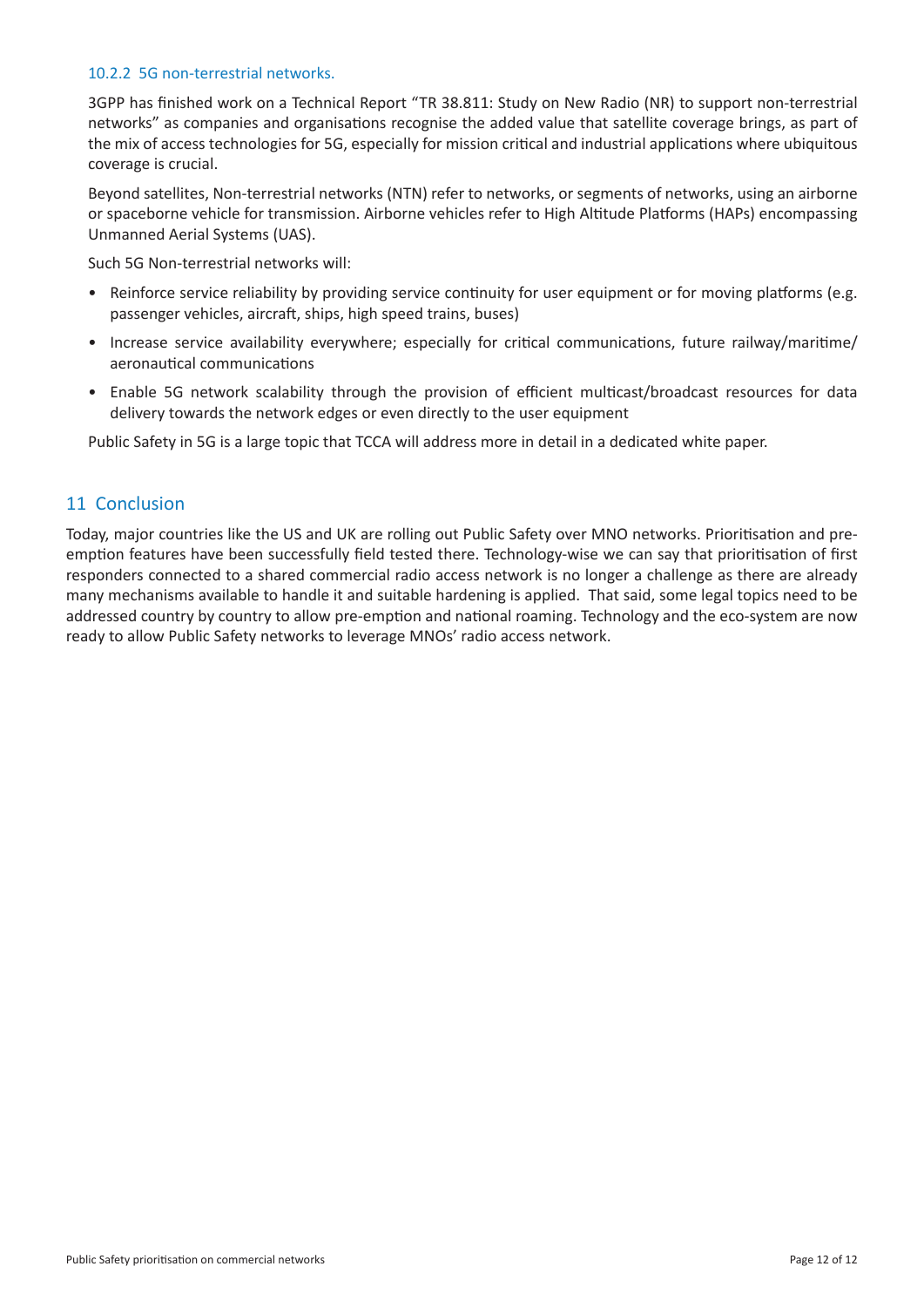### 10.2.2 5G non-terrestrial networks.

3GPP has finished work on a Technical Report "TR 38.811: Study on New Radio (NR) to support non-terrestrial networks" as companies and organisations recognise the added value that satellite coverage brings, as part of the mix of access technologies for 5G, especially for mission critical and industrial applications where ubiquitous coverage is crucial.

Beyond satellites, Non-terrestrial networks (NTN) refer to networks, or segments of networks, using an airborne or spaceborne vehicle for transmission. Airborne vehicles refer to High Altitude Platforms (HAPs) encompassing Unmanned Aerial Systems (UAS).

Such 5G Non-terrestrial networks will:

- Reinforce service reliability by providing service continuity for user equipment or for moving platforms (e.g. passenger vehicles, aircraft, ships, high speed trains, buses)
- Increase service availability everywhere; especially for critical communications, future railway/maritime/aeronautical communications
- Enable 5G network scalability through the provision of efficient multicast/broadcast resources for data delivery towards the network edges or even directly to the user equipment

Public Safety in 5G is a large topic that TCCA will address more in detail in a dedicated white paper.

## 11 Conclusion

Today, major countries like the US and UK are rolling out Public Safety over MNO networks. Prioritisation and pre-emption features have been successfully field tested there. Technology-wise we can say that prioritisation of first responders connected to a shared commercial radio access network is no longer a challenge as there are already many mechanisms available to handle it and suitable hardening is applied. That said, some legal topics need to be addressed country by country to allow pre-emption and national roaming. Technology and the eco-system are now ready to allow Public Safety networks to leverage MNOs' radio access network.